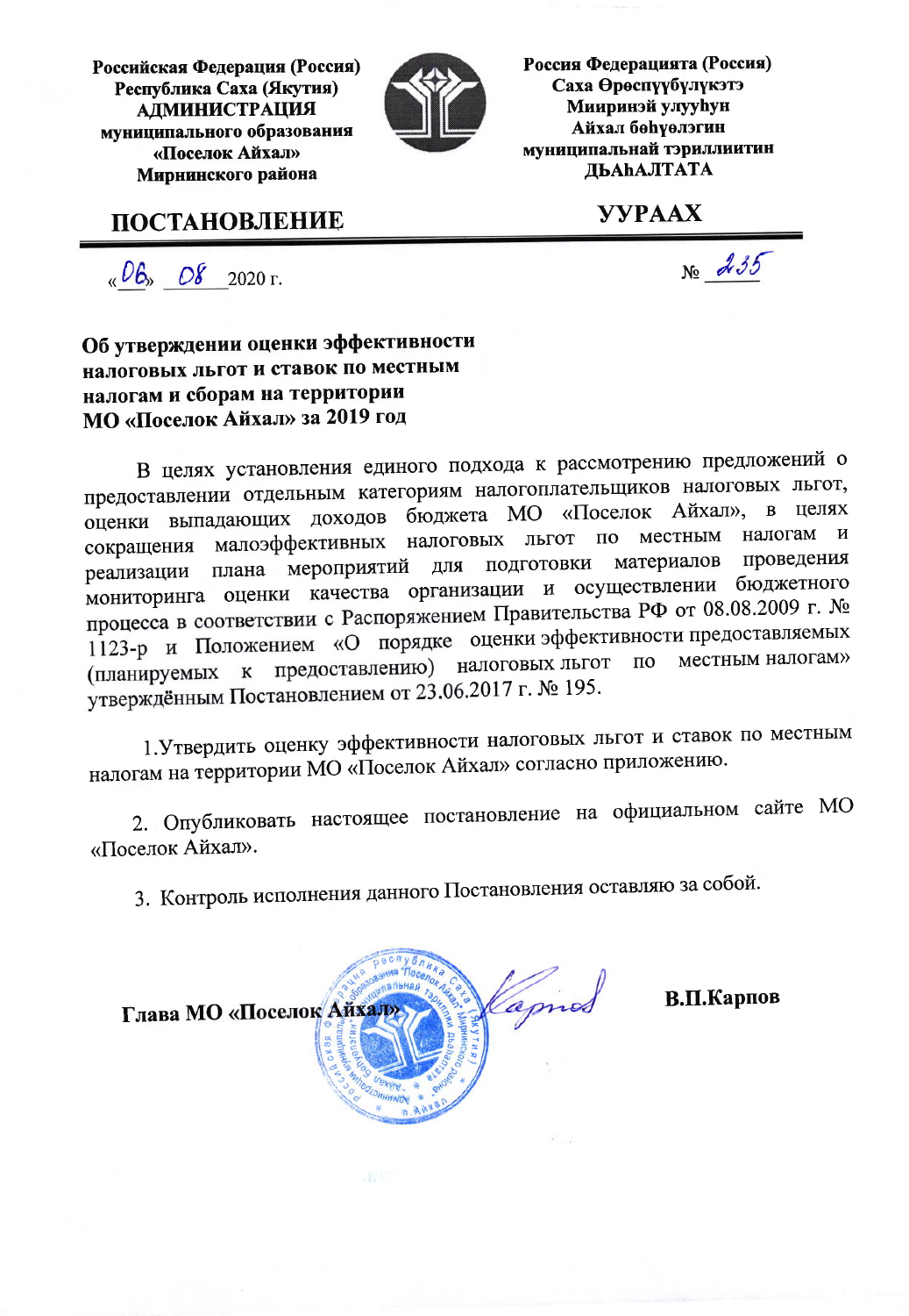**Российская Федерация (Россия)**
**Республика Саха (Якутия)**
**АДМИНИСТРАЦИЯ**
**муниципального образования**
**«Поселок Айхал»**
**Мирнинского района**

**Россия Федерацията (Россия)**
**Саха Өрөспүүбүлүкэтэ**
**Мииринэй улууһун**
**Айхал бөһүөлэгин**
**муниципальнай тэриллиитин**
**ДЬАҺАЛТАТА**

## ПОСТАНОВЛЕНИЕ

## УУРААХ

«06» 08 2020 г. № 235

**Об утверждении оценки эффективности налоговых льгот и ставок по местным налогам и сборам на территории МО «Поселок Айхал» за 2019 год**

В целях установления единого подхода к рассмотрению предложений о предоставлении отдельным категориям налогоплательщиков налоговых льгот, оценки выпадающих доходов бюджета МО «Поселок Айхал», в целях сокращения малоэффективных налоговых льгот по местным налогам и реализации плана мероприятий для подготовки материалов проведения мониторинга оценки качества организации и осуществлении бюджетного процесса в соответствии с Распоряжением Правительства РФ от 08.08.2009 г. № 1123-р и Положением «О порядке оценки эффективности предоставляемых (планируемых к предоставлению) налоговых льгот по местным налогам» утверждённым Постановлением от 23.06.2017 г. № 195.

1. Утвердить оценку эффективности налоговых льгот и ставок по местным налогам на территории МО «Поселок Айхал» согласно приложению.

2. Опубликовать настоящее постановление на официальном сайте МО «Поселок Айхал».

3. Контроль исполнения данного Постановления оставляю за собой.

**Глава МО «Поселок Айхал»** **В.П.Карпов**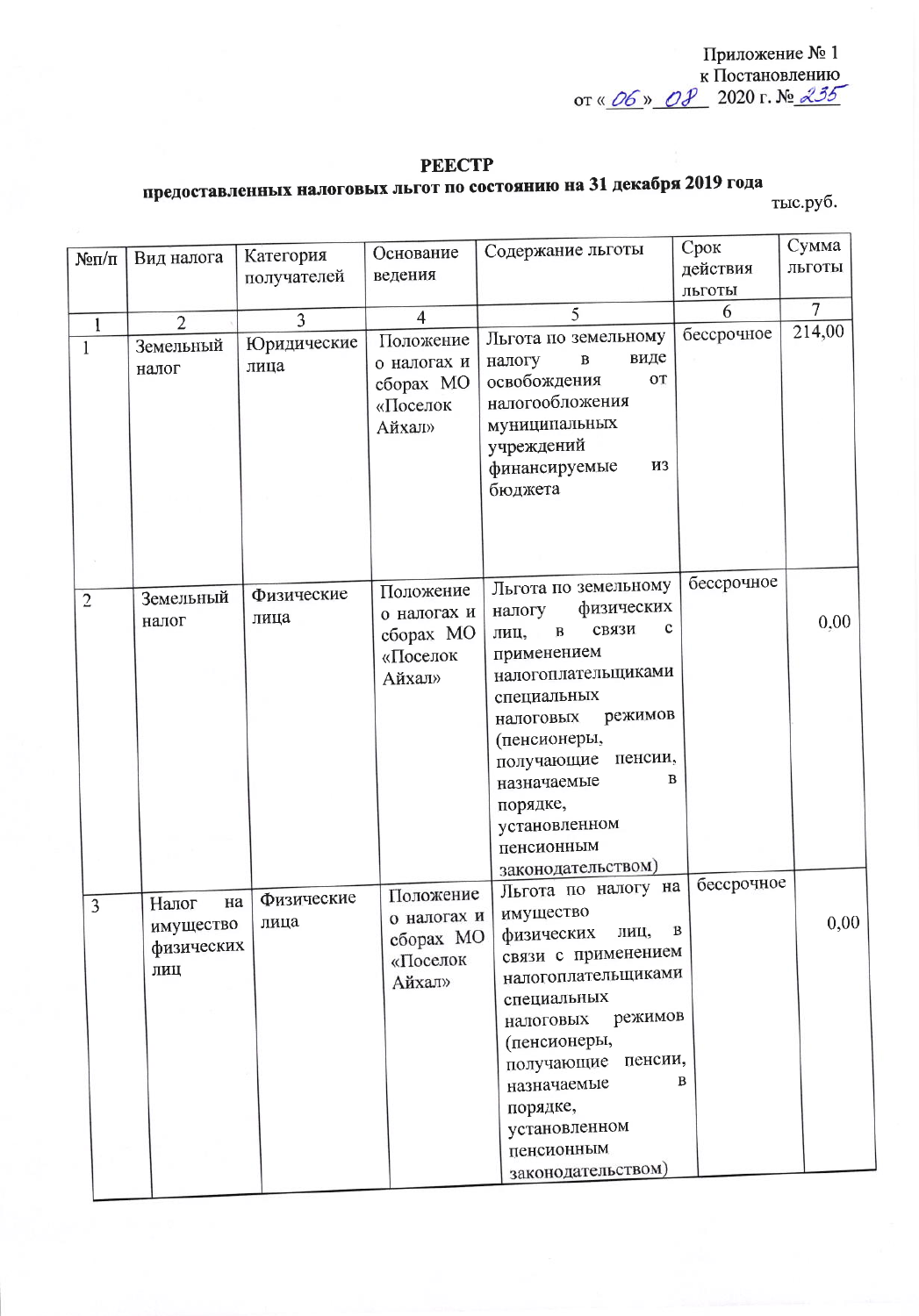Приложение № 1
к Постановлению
от « 06 » 08 2020 г. № 235

**РЕЕСТР**
**предоставленных налоговых льгот по состоянию на 31 декабря 2019 года**

тыс.руб.

| №п/п | Вид налога | Категория получателей | Основание ведения | Содержание льготы | Срок действия льготы | Сумма льготы |
|---|---|---|---|---|---|---|
| 1 | 2 | 3 | 4 | 5 | 6 | 7 |
| 1 | Земельный налог | Юридические лица | Положение о налогах и сборах МО «Поселок Айхал» | Льгота по земельному налогу в виде освобождения от налогообложения муниципальных учреждений финансируемые из бюджета | бессрочное | 214,00 |
| 2 | Земельный налог | Физические лица | Положение о налогах и сборах МО «Поселок Айхал» | Льгота по земельному налогу физических лиц, в связи с применением налогоплательщиками специальных налоговых режимов (пенсионеры, получающие пенсии, назначаемые в порядке, установленном пенсионным законодательством) | бессрочное | 0,00 |
| 3 | Налог на имущество физических лиц | Физические лица | Положение о налогах и сборах МО «Поселок Айхал» | Льгота по налогу на имущество физических лиц, в связи с применением налогоплательщиками специальных налоговых режимов (пенсионеры, получающие пенсии, назначаемые в порядке, установленном пенсионным законодательством) | бессрочное | 0,00 |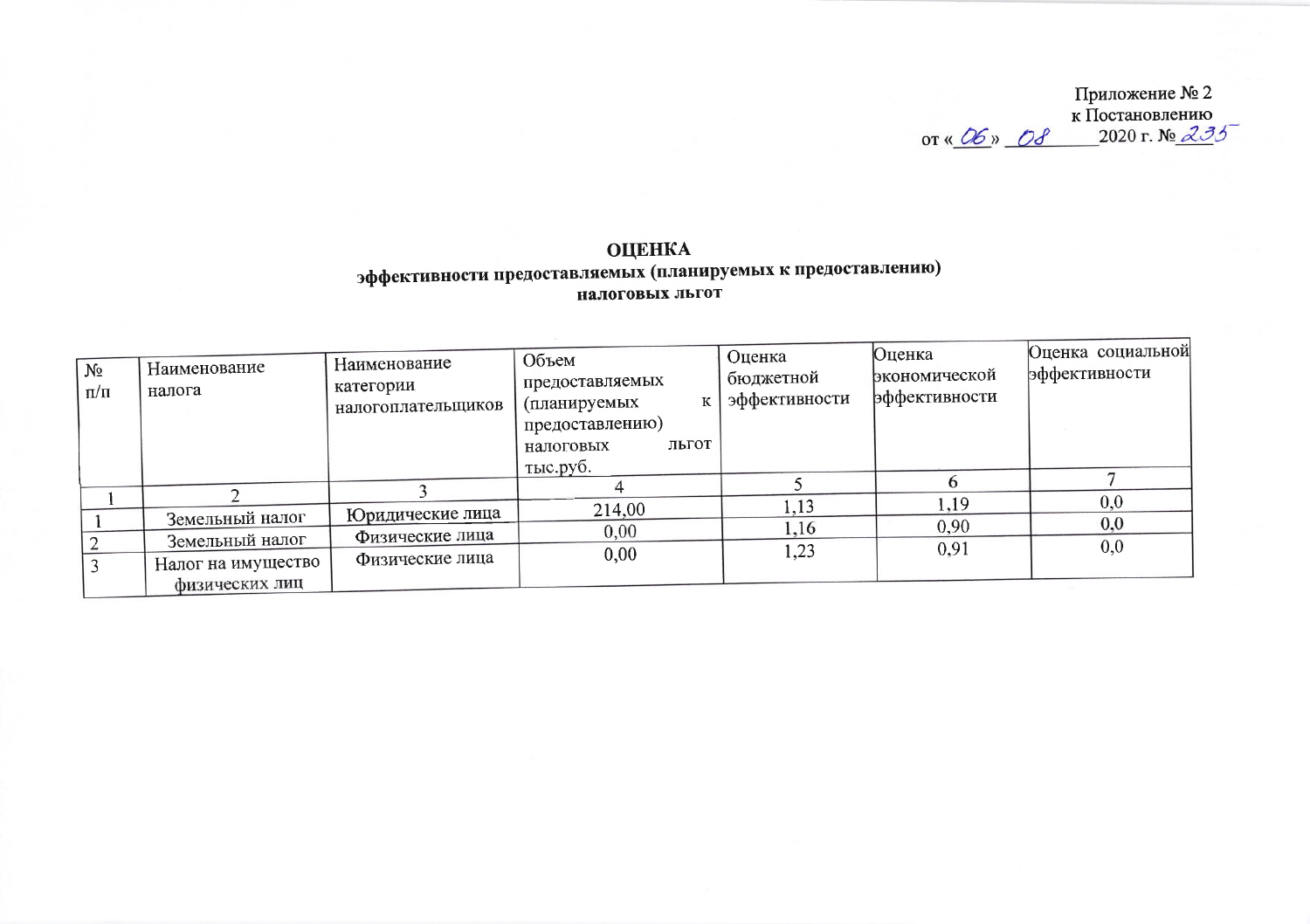Приложение № 2
к Постановлению
от «06» 08 2020 г. № 235

**ОЦЕНКА**
**эффективности предоставляемых (планируемых к предоставлению) налоговых льгот**

| № п/п | Наименование налога | Наименование категории налогоплательщиков | Объем предоставляемых (планируемых к предоставлению) налоговых льгот тыс.руб. | Оценка бюджетной эффективности | Оценка экономической эффективности | Оценка социальной эффективности |
|---|---|---|---|---|---|---|
| 1 | 2 | 3 | 4 | 5 | 6 | 7 |
| 1 | Земельный налог | Юридические лица | 214,00 | 1,13 | 1,19 | 0,0 |
| 2 | Земельный налог | Физические лица | 0,00 | 1,16 | 0,90 | 0,0 |
| 3 | Налог на имущество физических лиц | Физические лица | 0,00 | 1,23 | 0,91 | 0,0 |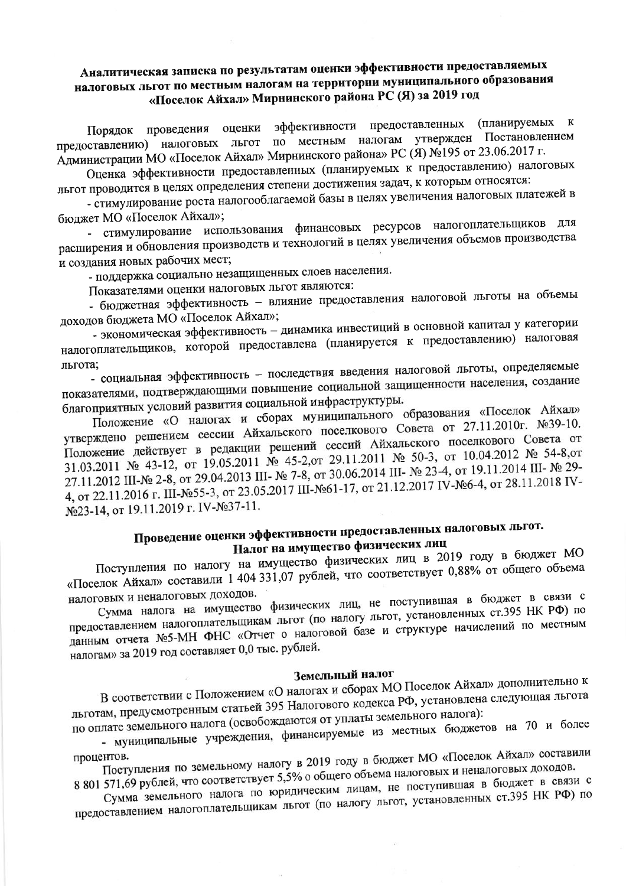## Аналитическая записка по результатам оценки эффективности предоставляемых налоговых льгот по местным налогам на территории муниципального образования «Поселок Айхал» Мирнинского района РС (Я) за 2019 год

Порядок проведения оценки эффективности предоставленных (планируемых к предоставлению) налоговых льгот по местным налогам утвержден Постановлением Администрации МО «Поселок Айхал» Мирнинского района» РС (Я) №195 от 23.06.2017 г.

Оценка эффективности предоставленных (планируемых к предоставлению) налоговых льгот проводится в целях определения степени достижения задач, к которым относятся:

- стимулирование роста налогооблагаемой базы в целях увеличения налоговых платежей в бюджет МО «Поселок Айхал»;
- стимулирование использования финансовых ресурсов налогоплательщиков для расширения и обновления производств и технологий в целях увеличения объемов производства и создания новых рабочих мест;
- поддержка социально незащищенных слоев населения.

Показателями оценки налоговых льгот являются:

- бюджетная эффективность – влияние предоставления налоговой льготы на объемы доходов бюджета МО «Поселок Айхал»;
- экономическая эффективность – динамика инвестиций в основной капитал у категории налогоплательщиков, которой предоставлена (планируется к предоставлению) налоговая льгота;
- социальная эффективность – последствия введения налоговой льготы, определяемые показателями, подтверждающими повышение социальной защищенности населения, создание благоприятных условий развития социальной инфраструктуры.

Положение «О налогах и сборах муниципального образования «Поселок Айхал» утверждено решением сессии Айхальского поселкового Совета от 27.11.2010г. №39-10. Положение действует в редакции решений сессий Айхальского поселкового Совета от 31.03.2011 № 43-12, от 19.05.2011 № 45-2,от 29.11.2011 № 50-3, от 10.04.2012 № 54-8,от 27.11.2012 III-№ 2-8, от 29.04.2013 III- № 7-8, от 30.06.2014 III- № 23-4, от 19.11.2014 III- № 29-4, от 22.11.2016 г. III-№55-3, от 23.05.2017 III-№61-17, от 21.12.2017 IV-№6-4, от 28.11.2018 IV-№23-14, от 19.11.2019 г. IV-№37-11.

### Проведение оценки эффективности предоставленных налоговых льгот.
### Налог на имущество физических лиц

Поступления по налогу на имущество физических лиц в 2019 году в бюджет МО «Поселок Айхал» составили 1 404 331,07 рублей, что соответствует 0,88% от общего объема налоговых и неналоговых доходов.

Сумма налога на имущество физических лиц, не поступившая в бюджет в связи с предоставлением налогоплательщикам льгот (по налогу льгот, установленных ст.395 НК РФ) по данным отчета №5-МН ФНС «Отчет о налоговой базе и структуре начислений по местным налогам» за 2019 год составляет 0,0 тыс. рублей.

### Земельный налог

В соответствии с Положением «О налогах и сборах МО Поселок Айхал» дополнительно к льготам, предусмотренным статьей 395 Налогового кодекса РФ, установлена следующая льгота по оплате земельного налога (освобождаются от уплаты земельного налога):

- муниципальные учреждения, финансируемые из местных бюджетов на 70 и более процентов.

Поступления по земельному налогу в 2019 году в бюджет МО «Поселок Айхал» составили 8 801 571,69 рублей, что соответствует 5,5% о общего объема налоговых и неналоговых доходов.

Сумма земельного налога по юридическим лицам, не поступившая в бюджет в связи с предоставлением налогоплательщикам льгот (по налогу льгот, установленных ст.395 НК РФ) по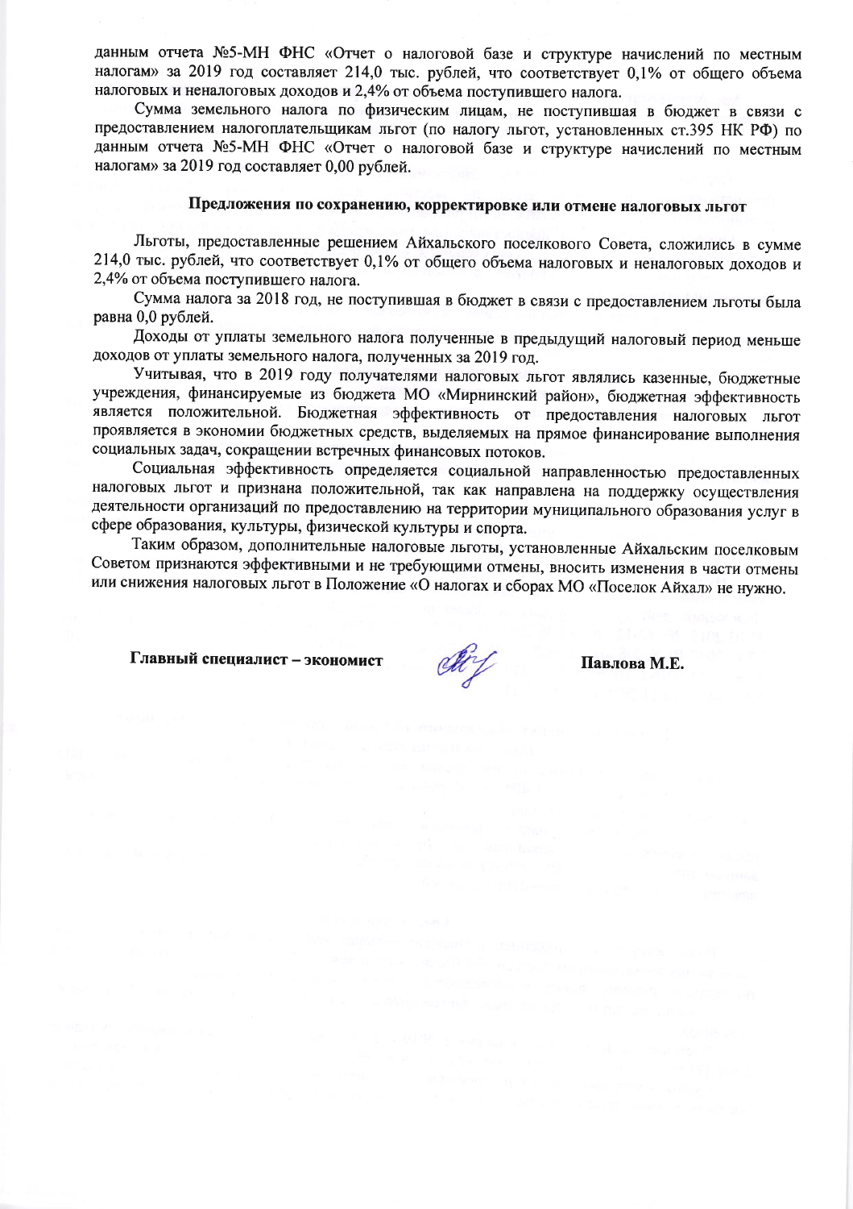данным отчета №5-МН ФНС «Отчет о налоговой базе и структуре начислений по местным налогам» за 2019 год составляет 214,0 тыс. рублей, что соответствует 0,1% от общего объема налоговых и неналоговых доходов и 2,4% от объема поступившего налога.

Сумма земельного налога по физическим лицам, не поступившая в бюджет в связи с предоставлением налогоплательщикам льгот (по налогу льгот, установленных ст.395 НК РФ) по данным отчета №5-МН ФНС «Отчет о налоговой базе и структуре начислений по местным налогам» за 2019 год составляет 0,00 рублей.

**Предложения по сохранению, корректировке или отмене налоговых льгот**

Льготы, предоставленные решением Айхальского поселкового Совета, сложились в сумме 214,0 тыс. рублей, что соответствует 0,1% от общего объема налоговых и неналоговых доходов и 2,4% от объема поступившего налога.

Сумма налога за 2018 год, не поступившая в бюджет в связи с предоставлением льготы была равна 0,0 рублей.

Доходы от уплаты земельного налога полученные в предыдущий налоговый период меньше доходов от уплаты земельного налога, полученных за 2019 год.

Учитывая, что в 2019 году получателями налоговых льгот являлись казенные, бюджетные учреждения, финансируемые из бюджета МО «Мирнинский район», бюджетная эффективность является положительной. Бюджетная эффективность от предоставления налоговых льгот проявляется в экономии бюджетных средств, выделяемых на прямое финансирование выполнения социальных задач, сокращении встречных финансовых потоков.

Социальная эффективность определяется социальной направленностью предоставленных налоговых льгот и признана положительной, так как направлена на поддержку осуществления деятельности организаций по предоставлению на территории муниципального образования услуг в сфере образования, культуры, физической культуры и спорта.

Таким образом, дополнительные налоговые льготы, установленные Айхальским поселковым Советом признаются эффективными и не требующими отмены, вносить изменения в части отмены или снижения налоговых льгот в Положение «О налогах и сборах МО «Поселок Айхал» не нужно.

**Главный специалист – экономист** **Павлова М.Е.**